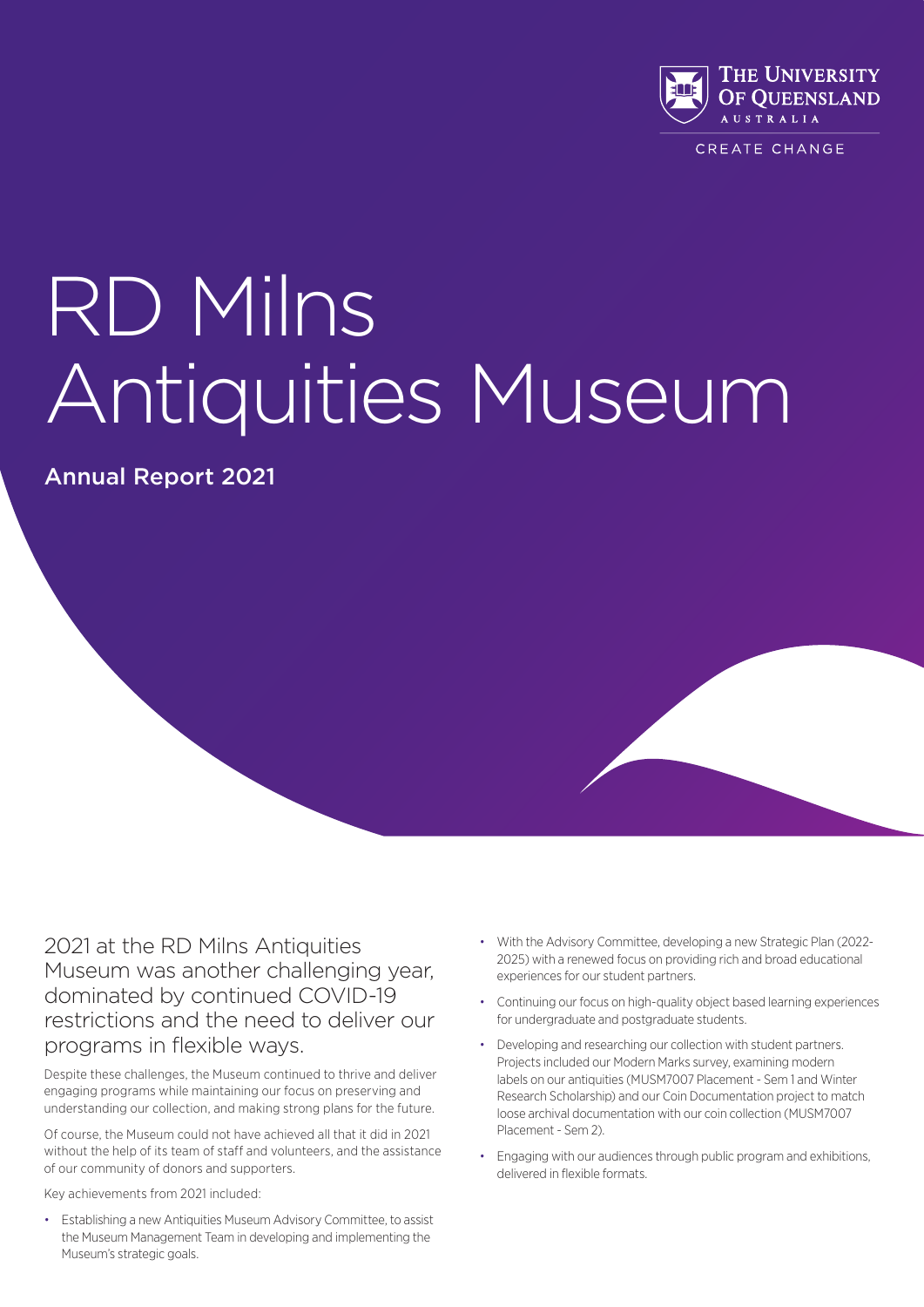THE UNIVERSITY OF QUEENSLAND AUSTRALIA

CREATE CHANGE

# RD Milns Antiquities Museum

## Annual Report 2021

2021 at the RD Milns Antiquities Museum was another challenging year, dominated by continued COVID-19 restrictions and the need to deliver our programs in flexible ways.

Despite these challenges, the Museum continued to thrive and deliver engaging programs while maintaining our focus on preserving and understanding our collection, and making strong plans for the future.

Of course, the Museum could not have achieved all that it did in 2021 without the help of its team of staff and volunteers, and the assistance of our community of donors and supporters.

Key achievements from 2021 included:

- Establishing a new Antiquities Museum Advisory Committee, to assist the Museum Management Team in developing and implementing the Museum's strategic goals.
- With the Advisory Committee, developing a new Strategic Plan (2022-2025) with a renewed focus on providing rich and broad educational experiences for our student partners.
- Continuing our focus on high-quality object based learning experiences for undergraduate and postgraduate students.
- Developing and researching our collection with student partners. Projects included our Modern Marks survey, examining modern labels on our antiquities (MUSM7007 Placement - Sem 1 and Winter Research Scholarship) and our Coin Documentation project to match loose archival documentation with our coin collection (MUSM7007 Placement - Sem 2).
- Engaging with our audiences through public program and exhibitions, delivered in flexible formats.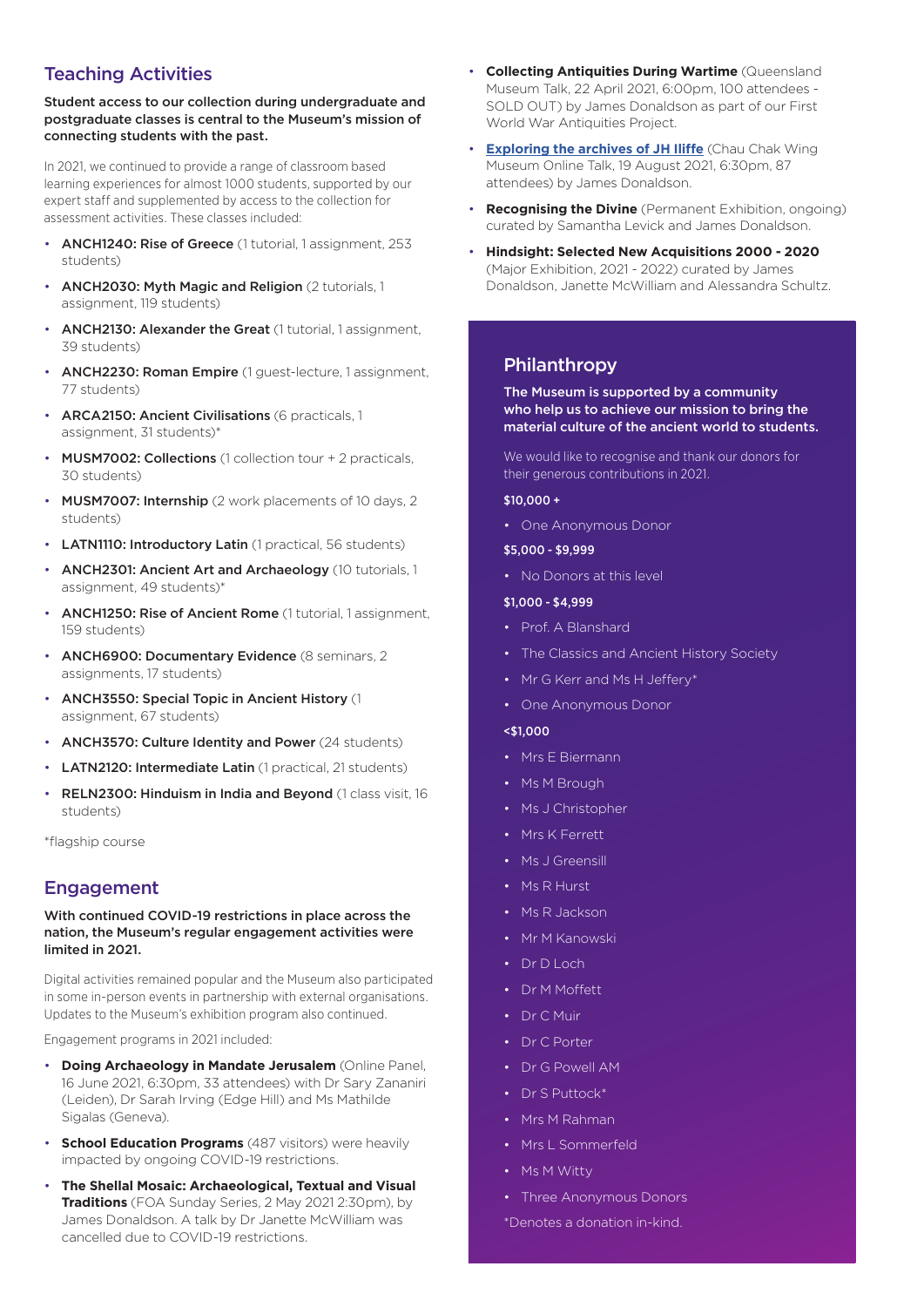## Teaching Activities

**Student access to our collection during undergraduate and postgraduate classes is central to the Museum's mission of connecting students with the past.**

In 2021, we continued to provide a range of classroom based learning experiences for almost 1000 students, supported by our expert staff and supplemented by access to the collection for assessment activities. These classes included:

- **ANCH1240: Rise of Greece** (1 tutorial, 1 assignment, 253 students)
- **ANCH2030: Myth Magic and Religion** (2 tutorials, 1 assignment, 119 students)
- **ANCH2130: Alexander the Great** (1 tutorial, 1 assignment, 39 students)
- **ANCH2230: Roman Empire** (1 guest-lecture, 1 assignment, 77 students)
- **ARCA2150: Ancient Civilisations** (6 practicals, 1 assignment, 31 students)*
- **MUSM7002: Collections** (1 collection tour + 2 practicals, 30 students)
- **MUSM7007: Internship** (2 work placements of 10 days, 2 students)
- **LATN1110: Introductory Latin** (1 practical, 56 students)
- **ANCH2301: Ancient Art and Archaeology** (10 tutorials, 1 assignment, 49 students)*
- **ANCH1250: Rise of Ancient Rome** (1 tutorial, 1 assignment, 159 students)
- **ANCH6900: Documentary Evidence** (8 seminars, 2 assignments, 17 students)
- **ANCH3550: Special Topic in Ancient History** (1 assignment, 67 students)
- **ANCH3570: Culture Identity and Power** (24 students)
- **LATN2120: Intermediate Latin** (1 practical, 21 students)
- **RELN2300: Hinduism in India and Beyond** (1 class visit, 16 students)

*flagship course

## Engagement

**With continued COVID-19 restrictions in place across the nation, the Museum's regular engagement activities were limited in 2021.**

Digital activities remained popular and the Museum also participated in some in-person events in partnership with external organisations. Updates to the Museum's exhibition program also continued.

Engagement programs in 2021 included:

- **Doing Archaeology in Mandate Jerusalem** (Online Panel, 16 June 2021, 6:30pm, 33 attendees) with Dr Sary Zananiri (Leiden), Dr Sarah Irving (Edge Hill) and Ms Mathilde Sigalas (Geneva).
- **School Education Programs** (487 visitors) were heavily impacted by ongoing COVID-19 restrictions.
- **The Shellal Mosaic: Archaeological, Textual and Visual Traditions** (FOA Sunday Series, 2 May 2021 2:30pm), by James Donaldson. A talk by Dr Janette McWilliam was cancelled due to COVID-19 restrictions.
- **Collecting Antiquities During Wartime** (Queensland Museum Talk, 22 April 2021, 6:00pm, 100 attendees - SOLD OUT) by James Donaldson as part of our First World War Antiquities Project.
- **Exploring the archives of JH Iliffe** (Chau Chak Wing Museum Online Talk, 19 August 2021, 6:30pm, 87 attendees) by James Donaldson.
- **Recognising the Divine** (Permanent Exhibition, ongoing) curated by Samantha Levick and James Donaldson.
- **Hindsight: Selected New Acquisitions 2000 - 2020** (Major Exhibition, 2021 - 2022) curated by James Donaldson, Janette McWilliam and Alessandra Schultz.

## Philanthropy

**The Museum is supported by a community who help us to achieve our mission to bring the material culture of the ancient world to students.**

We would like to recognise and thank our donors for their generous contributions in 2021.

**$10,000 +**

- One Anonymous Donor

**$5,000 - $9,999**

- No Donors at this level

**$1,000 - $4,999**

- Prof. A Blanshard
- The Classics and Ancient History Society
- Mr G Kerr and Ms H Jeffery*
- One Anonymous Donor

**<$1,000**

- Mrs E Biermann
- Ms M Brough
- Ms J Christopher
- Mrs K Ferrett
- Ms J Greensill
- Ms R Hurst
- Ms R Jackson
- Mr M Kanowski
- Dr D Loch
- Dr M Moffett
- Dr C Muir
- Dr C Porter
- Dr G Powell AM
- Dr S Puttock*
- Mrs M Rahman
- Mrs L Sommerfeld
- Ms M Witty
- Three Anonymous Donors

*Denotes a donation in-kind.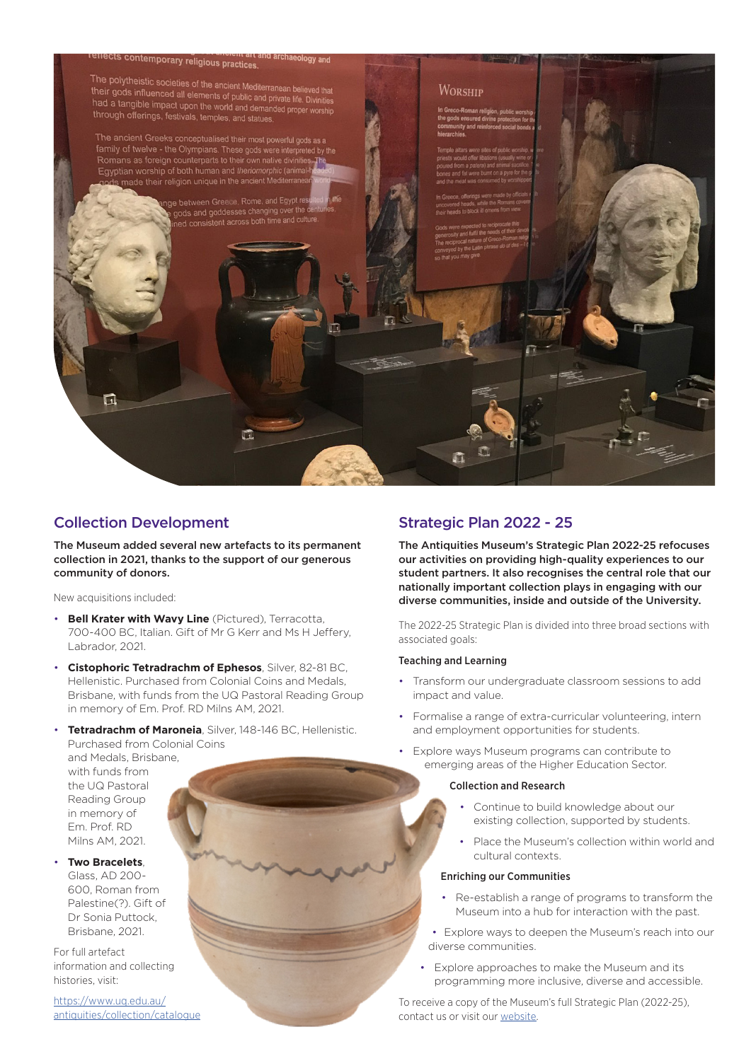## Collection Development

**The Museum added several new artefacts to its permanent collection in 2021, thanks to the support of our generous community of donors.**

New acquisitions included:

- **Bell Krater with Wavy Line** (Pictured), Terracotta, 700-400 BC, Italian. Gift of Mr G Kerr and Ms H Jeffery, Labrador, 2021.
- **Cistophoric Tetradrachm of Ephesos**, Silver, 82-81 BC, Hellenistic. Purchased from Colonial Coins and Medals, Brisbane, with funds from the UQ Pastoral Reading Group in memory of Em. Prof. RD Milns AM, 2021.
- **Tetradrachm of Maroneia**, Silver, 148-146 BC, Hellenistic. Purchased from Colonial Coins and Medals, Brisbane, with funds from the UQ Pastoral Reading Group in memory of Em. Prof. RD Milns AM, 2021.
- **Two Bracelets**, Glass, AD 200-600, Roman from Palestine(?). Gift of Dr Sonia Puttock, Brisbane, 2021.

For full artefact information and collecting histories, visit:

https://www.uq.edu.au/antiquities/collection/catalogue

## Strategic Plan 2022 - 25

**The Antiquities Museum's Strategic Plan 2022-25 refocuses our activities on providing high-quality experiences to our student partners. It also recognises the central role that our nationally important collection plays in engaging with our diverse communities, inside and outside of the University.**

The 2022-25 Strategic Plan is divided into three broad sections with associated goals:

### Teaching and Learning

- Transform our undergraduate classroom sessions to add impact and value.
- Formalise a range of extra-curricular volunteering, intern and employment opportunities for students.
- Explore ways Museum programs can contribute to emerging areas of the Higher Education Sector.

### Collection and Research

- Continue to build knowledge about our existing collection, supported by students.
- Place the Museum's collection within world and cultural contexts.

### Enriching our Communities

- Re-establish a range of programs to transform the Museum into a hub for interaction with the past.
- Explore ways to deepen the Museum's reach into our diverse communities.
- Explore approaches to make the Museum and its programming more inclusive, diverse and accessible.

To receive a copy of the Museum's full Strategic Plan (2022-25), contact us or visit our website.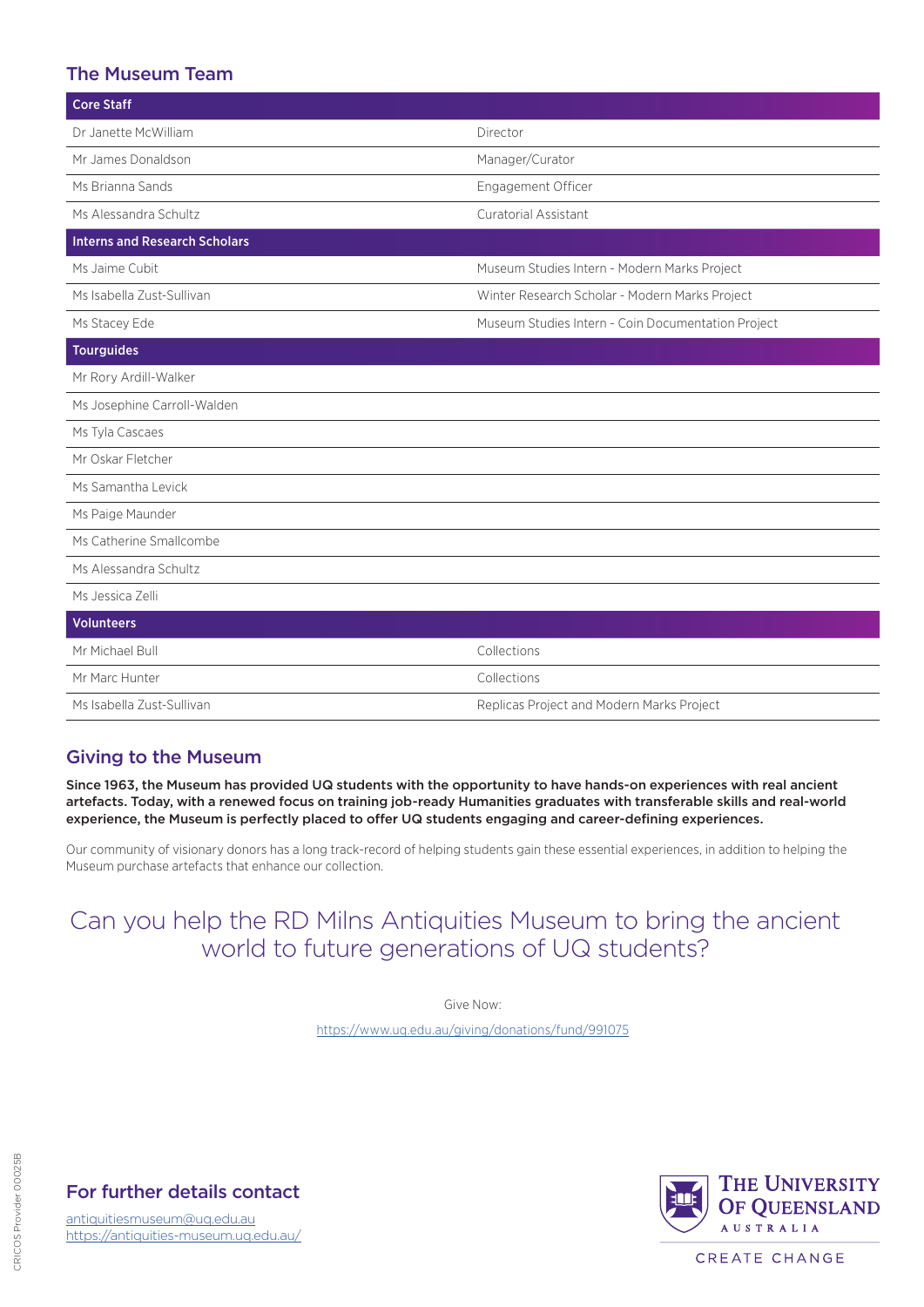## The Museum Team

| | |
|---|---|
| **Core Staff** | |
| Dr Janette McWilliam | Director |
| Mr James Donaldson | Manager/Curator |
| Ms Brianna Sands | Engagement Officer |
| Ms Alessandra Schultz | Curatorial Assistant |
| **Interns and Research Scholars** | |
| Ms Jaime Cubit | Museum Studies Intern - Modern Marks Project |
| Ms Isabella Zust-Sullivan | Winter Research Scholar - Modern Marks Project |
| Ms Stacey Ede | Museum Studies Intern - Coin Documentation Project |
| **Tourguides** | |
| Mr Rory Ardill-Walker | |
| Ms Josephine Carroll-Walden | |
| Ms Tyla Cascaes | |
| Mr Oskar Fletcher | |
| Ms Samantha Levick | |
| Ms Paige Maunder | |
| Ms Catherine Smallcombe | |
| Ms Alessandra Schultz | |
| Ms Jessica Zelli | |
| **Volunteers** | |
| Mr Michael Bull | Collections |
| Mr Marc Hunter | Collections |
| Ms Isabella Zust-Sullivan | Replicas Project and Modern Marks Project |

## Giving to the Museum

**Since 1963, the Museum has provided UQ students with the opportunity to have hands-on experiences with real ancient artefacts. Today, with a renewed focus on training job-ready Humanities graduates with transferable skills and real-world experience, the Museum is perfectly placed to offer UQ students engaging and career-defining experiences.**

Our community of visionary donors has a long track-record of helping students gain these essential experiences, in addition to helping the Museum purchase artefacts that enhance our collection.

Can you help the RD Milns Antiquities Museum to bring the ancient world to future generations of UQ students?

Give Now:

https://www.uq.edu.au/giving/donations/fund/991075

## For further details contact

antiquitiesmuseum@uq.edu.au
https://antiquities-museum.uq.edu.au/

The University of Queensland Australia

CREATE CHANGE

CRICOS Provider 00025B